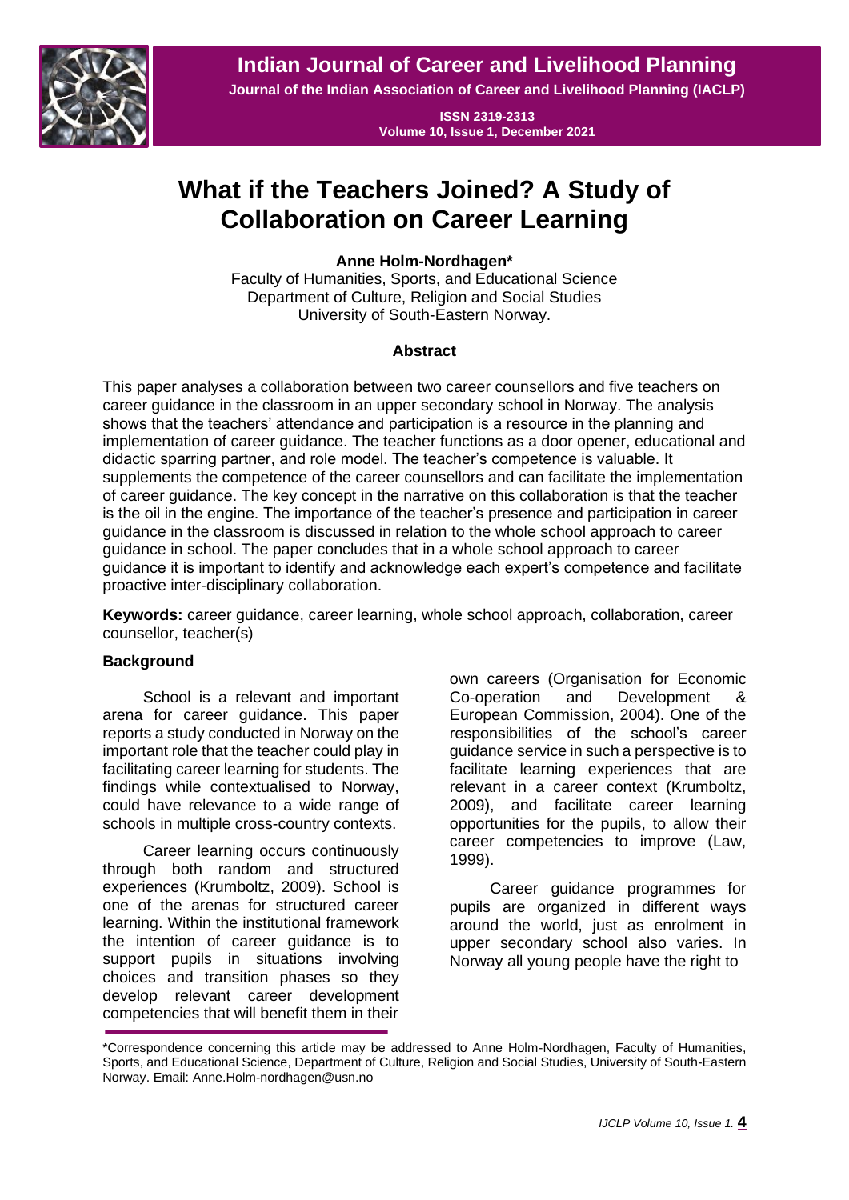# What if the Teachers Joined? A Study of Collaboration on Career Learning

**Anne Holm-Nordhagen***

Faculty of Humanities, Sports, and Educational Science
Department of Culture, Religion and Social Studies
University of South-Eastern Norway.

### Abstract

This paper analyses a collaboration between two career counsellors and five teachers on career guidance in the classroom in an upper secondary school in Norway. The analysis shows that the teachers' attendance and participation is a resource in the planning and implementation of career guidance. The teacher functions as a door opener, educational and didactic sparring partner, and role model. The teacher's competence is valuable. It supplements the competence of the career counsellors and can facilitate the implementation of career guidance. The key concept in the narrative on this collaboration is that the teacher is the oil in the engine. The importance of the teacher's presence and participation in career guidance in the classroom is discussed in relation to the whole school approach to career guidance in school. The paper concludes that in a whole school approach to career guidance it is important to identify and acknowledge each expert's competence and facilitate proactive inter-disciplinary collaboration.

**Keywords:** career guidance, career learning, whole school approach, collaboration, career counsellor, teacher(s)

## Background

School is a relevant and important arena for career guidance. This paper reports a study conducted in Norway on the important role that the teacher could play in facilitating career learning for students. The findings while contextualised to Norway, could have relevance to a wide range of schools in multiple cross-country contexts.

Career learning occurs continuously through both random and structured experiences (Krumboltz, 2009). School is one of the arenas for structured career learning. Within the institutional framework the intention of career guidance is to support pupils in situations involving choices and transition phases so they develop relevant career development competencies that will benefit them in their own careers (Organisation for Economic Co-operation and Development & European Commission, 2004). One of the responsibilities of the school's career guidance service in such a perspective is to facilitate learning experiences that are relevant in a career context (Krumboltz, 2009), and facilitate career learning opportunities for the pupils, to allow their career competencies to improve (Law, 1999).

Career guidance programmes for pupils are organized in different ways around the world, just as enrolment in upper secondary school also varies. In Norway all young people have the right to

*Correspondence concerning this article may be addressed to Anne Holm-Nordhagen, Faculty of Humanities, Sports, and Educational Science, Department of Culture, Religion and Social Studies, University of South-Eastern Norway. Email: Anne.Holm-nordhagen@usn.no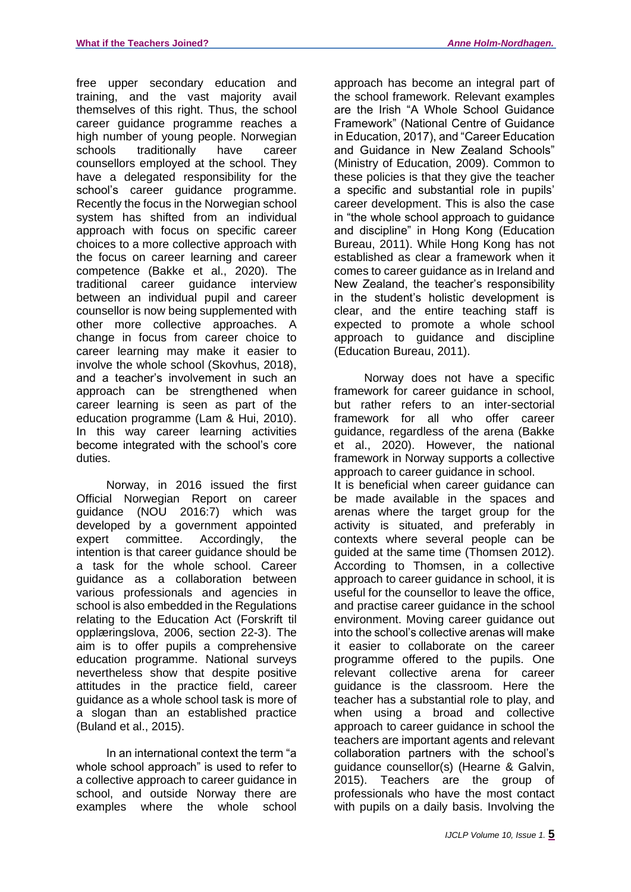free upper secondary education and training, and the vast majority avail themselves of this right. Thus, the school career guidance programme reaches a high number of young people. Norwegian schools traditionally have career counsellors employed at the school. They have a delegated responsibility for the school's career guidance programme. Recently the focus in the Norwegian school system has shifted from an individual approach with focus on specific career choices to a more collective approach with the focus on career learning and career competence (Bakke et al., 2020). The traditional career guidance interview between an individual pupil and career counsellor is now being supplemented with other more collective approaches. A change in focus from career choice to career learning may make it easier to involve the whole school (Skovhus, 2018), and a teacher's involvement in such an approach can be strengthened when career learning is seen as part of the education programme (Lam & Hui, 2010). In this way career learning activities become integrated with the school's core duties.

Norway, in 2016 issued the first Official Norwegian Report on career guidance (NOU 2016:7) which was developed by a government appointed expert committee. Accordingly, the intention is that career guidance should be a task for the whole school. Career guidance as a collaboration between various professionals and agencies in school is also embedded in the Regulations relating to the Education Act (Forskrift til opplæringslova, 2006, section 22-3). The aim is to offer pupils a comprehensive education programme. National surveys nevertheless show that despite positive attitudes in the practice field, career guidance as a whole school task is more of a slogan than an established practice (Buland et al., 2015).

In an international context the term "a whole school approach" is used to refer to a collective approach to career guidance in school, and outside Norway there are examples where the whole school approach has become an integral part of the school framework. Relevant examples are the Irish "A Whole School Guidance Framework" (National Centre of Guidance in Education, 2017), and "Career Education and Guidance in New Zealand Schools" (Ministry of Education, 2009). Common to these policies is that they give the teacher a specific and substantial role in pupils' career development. This is also the case in "the whole school approach to guidance and discipline" in Hong Kong (Education Bureau, 2011). While Hong Kong has not established as clear a framework when it comes to career guidance as in Ireland and New Zealand, the teacher's responsibility in the student's holistic development is clear, and the entire teaching staff is expected to promote a whole school approach to guidance and discipline (Education Bureau, 2011).

Norway does not have a specific framework for career guidance in school, but rather refers to an inter-sectorial framework for all who offer career guidance, regardless of the arena (Bakke et al., 2020). However, the national framework in Norway supports a collective approach to career guidance in school.

It is beneficial when career guidance can be made available in the spaces and arenas where the target group for the activity is situated, and preferably in contexts where several people can be guided at the same time (Thomsen 2012). According to Thomsen, in a collective approach to career guidance in school, it is useful for the counsellor to leave the office, and practise career guidance in the school environment. Moving career guidance out into the school's collective arenas will make it easier to collaborate on the career programme offered to the pupils. One relevant collective arena for career guidance is the classroom. Here the teacher has a substantial role to play, and when using a broad and collective approach to career guidance in school the teachers are important agents and relevant collaboration partners with the school's guidance counsellor(s) (Hearne & Galvin, 2015). Teachers are the group of professionals who have the most contact with pupils on a daily basis. Involving the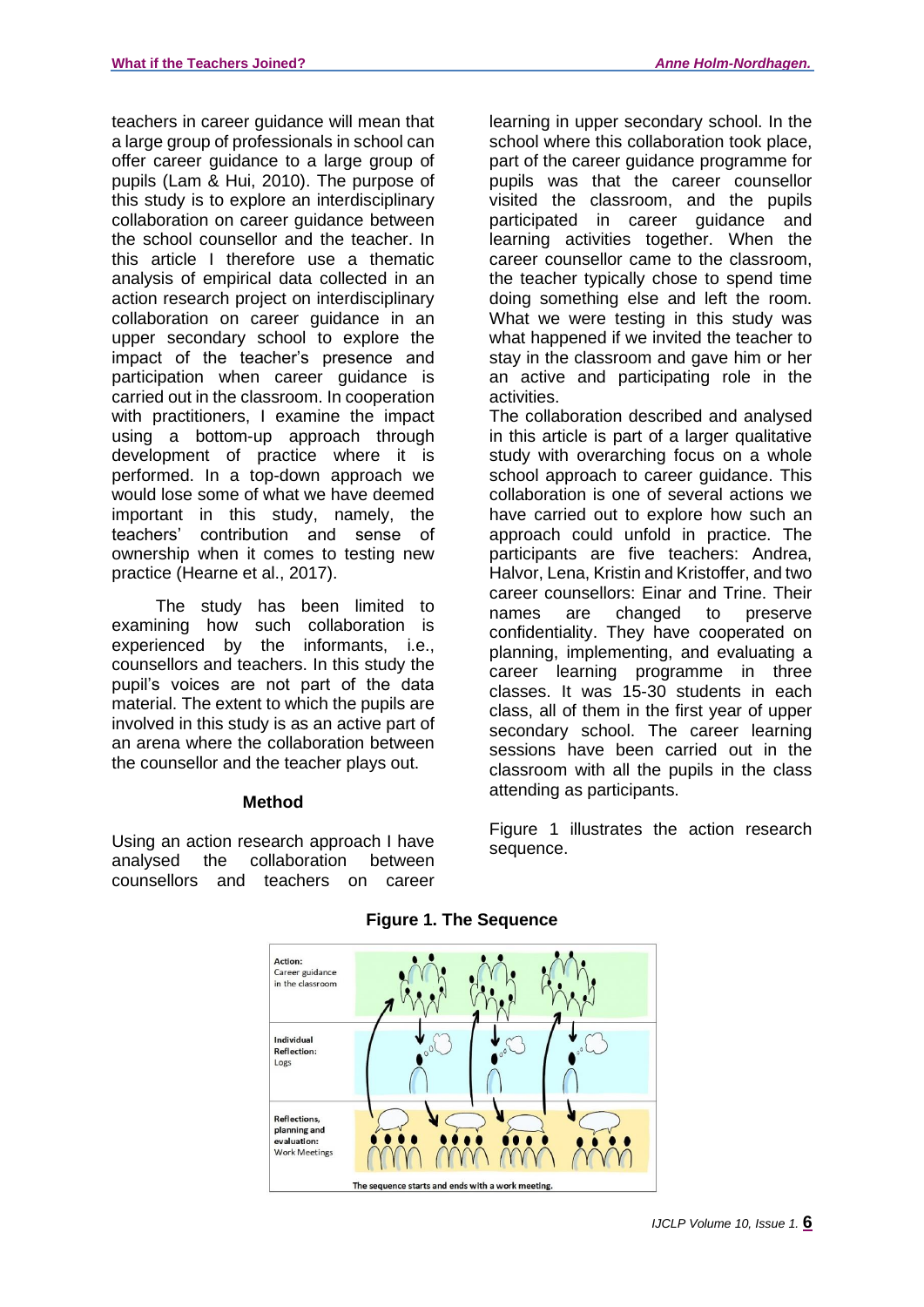teachers in career guidance will mean that a large group of professionals in school can offer career guidance to a large group of pupils (Lam & Hui, 2010). The purpose of this study is to explore an interdisciplinary collaboration on career guidance between the school counsellor and the teacher. In this article I therefore use a thematic analysis of empirical data collected in an action research project on interdisciplinary collaboration on career guidance in an upper secondary school to explore the impact of the teacher's presence and participation when career guidance is carried out in the classroom. In cooperation with practitioners, I examine the impact using a bottom-up approach through development of practice where it is performed. In a top-down approach we would lose some of what we have deemed important in this study, namely, the teachers' contribution and sense of ownership when it comes to testing new practice (Hearne et al., 2017).

The study has been limited to examining how such collaboration is experienced by the informants, i.e., counsellors and teachers. In this study the pupil's voices are not part of the data material. The extent to which the pupils are involved in this study is as an active part of an arena where the collaboration between the counsellor and the teacher plays out.

### Method

Using an action research approach I have analysed the collaboration between counsellors and teachers on career learning in upper secondary school. In the school where this collaboration took place, part of the career guidance programme for pupils was that the career counsellor visited the classroom, and the pupils participated in career guidance and learning activities together. When the career counsellor came to the classroom, the teacher typically chose to spend time doing something else and left the room. What we were testing in this study was what happened if we invited the teacher to stay in the classroom and gave him or her an active and participating role in the activities.

The collaboration described and analysed in this article is part of a larger qualitative study with overarching focus on a whole school approach to career guidance. This collaboration is one of several actions we have carried out to explore how such an approach could unfold in practice. The participants are five teachers: Andrea, Halvor, Lena, Kristin and Kristoffer, and two career counsellors: Einar and Trine. Their names are changed to preserve confidentiality. They have cooperated on planning, implementing, and evaluating a career learning programme in three classes. It was 15-30 students in each class, all of them in the first year of upper secondary school. The career learning sessions have been carried out in the classroom with all the pupils in the class attending as participants.

Figure 1 illustrates the action research sequence.

**Figure 1. The Sequence**

Action: Career guidance in the classroom

Individual Reflection: Logs

Reflections, planning and evaluation: Work Meetings

The sequence starts and ends with a work meeting.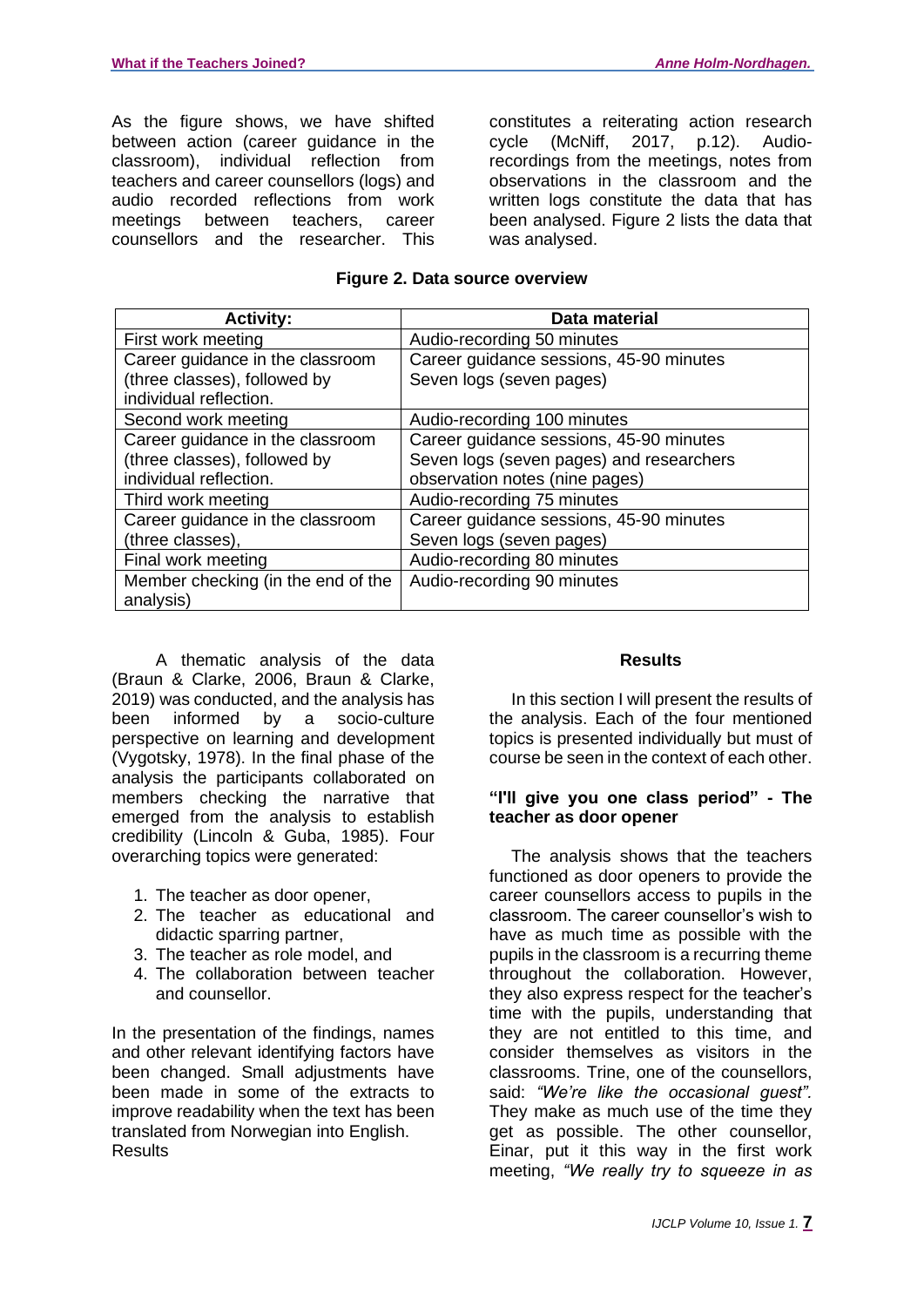As the figure shows, we have shifted between action (career guidance in the classroom), individual reflection from teachers and career counsellors (logs) and audio recorded reflections from work meetings between teachers, career counsellors and the researcher. This constitutes a reiterating action research cycle (McNiff, 2017, p.12). Audio-recordings from the meetings, notes from observations in the classroom and the written logs constitute the data that has been analysed. Figure 2 lists the data that was analysed.

**Figure 2. Data source overview**

| Activity: | Data material |
|---|---|
| First work meeting | Audio-recording 50 minutes |
| Career guidance in the classroom (three classes), followed by individual reflection. | Career guidance sessions, 45-90 minutes<br>Seven logs (seven pages) |
| Second work meeting | Audio-recording 100 minutes |
| Career guidance in the classroom (three classes), followed by individual reflection. | Career guidance sessions, 45-90 minutes<br>Seven logs (seven pages) and researchers observation notes (nine pages) |
| Third work meeting | Audio-recording 75 minutes |
| Career guidance in the classroom (three classes), | Career guidance sessions, 45-90 minutes<br>Seven logs (seven pages) |
| Final work meeting | Audio-recording 80 minutes |
| Member checking (in the end of the analysis) | Audio-recording 90 minutes |

A thematic analysis of the data (Braun & Clarke, 2006, Braun & Clarke, 2019) was conducted, and the analysis has been informed by a socio-culture perspective on learning and development (Vygotsky, 1978). In the final phase of the analysis the participants collaborated on members checking the narrative that emerged from the analysis to establish credibility (Lincoln & Guba, 1985). Four overarching topics were generated:

1. The teacher as door opener,
2. The teacher as educational and didactic sparring partner,
3. The teacher as role model, and
4. The collaboration between teacher and counsellor.

In the presentation of the findings, names and other relevant identifying factors have been changed. Small adjustments have been made in some of the extracts to improve readability when the text has been translated from Norwegian into English.
Results

## Results

In this section I will present the results of the analysis. Each of the four mentioned topics is presented individually but must of course be seen in the context of each other.

### "I'll give you one class period" - The teacher as door opener

The analysis shows that the teachers functioned as door openers to provide the career counsellors access to pupils in the classroom. The career counsellor's wish to have as much time as possible with the pupils in the classroom is a recurring theme throughout the collaboration. However, they also express respect for the teacher's time with the pupils, understanding that they are not entitled to this time, and consider themselves as visitors in the classrooms. Trine, one of the counsellors, said: *"We're like the occasional guest".* They make as much use of the time they get as possible. The other counsellor, Einar, put it this way in the first work meeting, *"We really try to squeeze in as*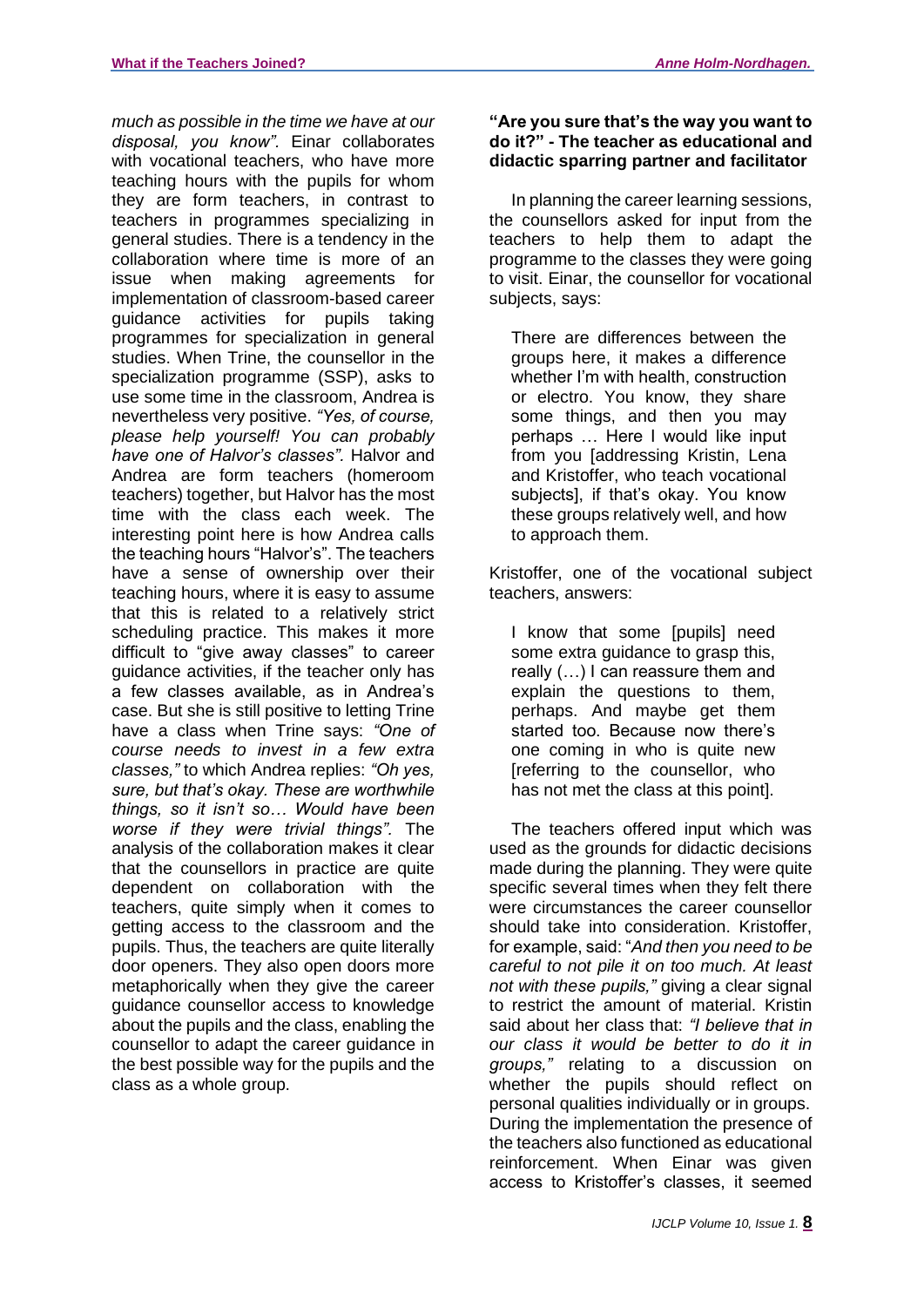*much as possible in the time we have at our disposal, you know".* Einar collaborates with vocational teachers, who have more teaching hours with the pupils for whom they are form teachers, in contrast to teachers in programmes specializing in general studies. There is a tendency in the collaboration where time is more of an issue when making agreements for implementation of classroom-based career guidance activities for pupils taking programmes for specialization in general studies. When Trine, the counsellor in the specialization programme (SSP), asks to use some time in the classroom, Andrea is nevertheless very positive. *"Yes, of course, please help yourself! You can probably have one of Halvor's classes".* Halvor and Andrea are form teachers (homeroom teachers) together, but Halvor has the most time with the class each week. The interesting point here is how Andrea calls the teaching hours "Halvor's". The teachers have a sense of ownership over their teaching hours, where it is easy to assume that this is related to a relatively strict scheduling practice. This makes it more difficult to "give away classes" to career guidance activities, if the teacher only has a few classes available, as in Andrea's case. But she is still positive to letting Trine have a class when Trine says: *"One of course needs to invest in a few extra classes,"* to which Andrea replies: *"Oh yes, sure, but that's okay. These are worthwhile things, so it isn't so… Would have been worse if they were trivial things".* The analysis of the collaboration makes it clear that the counsellors in practice are quite dependent on collaboration with the teachers, quite simply when it comes to getting access to the classroom and the pupils. Thus, the teachers are quite literally door openers. They also open doors more metaphorically when they give the career guidance counsellor access to knowledge about the pupils and the class, enabling the counsellor to adapt the career guidance in the best possible way for the pupils and the class as a whole group.

### "Are you sure that's the way you want to do it?" - The teacher as educational and didactic sparring partner and facilitator

In planning the career learning sessions, the counsellors asked for input from the teachers to help them to adapt the programme to the classes they were going to visit. Einar, the counsellor for vocational subjects, says:

> There are differences between the groups here, it makes a difference whether I'm with health, construction or electro. You know, they share some things, and then you may perhaps … Here I would like input from you [addressing Kristin, Lena and Kristoffer, who teach vocational subjects], if that's okay. You know these groups relatively well, and how to approach them.

Kristoffer, one of the vocational subject teachers, answers:

> I know that some [pupils] need some extra guidance to grasp this, really (…) I can reassure them and explain the questions to them, perhaps. And maybe get them started too. Because now there's one coming in who is quite new [referring to the counsellor, who has not met the class at this point].

The teachers offered input which was used as the grounds for didactic decisions made during the planning. They were quite specific several times when they felt there were circumstances the career counsellor should take into consideration. Kristoffer, for example, said: "*And then you need to be careful to not pile it on too much. At least not with these pupils,"* giving a clear signal to restrict the amount of material. Kristin said about her class that: *"I believe that in our class it would be better to do it in groups,"* relating to a discussion on whether the pupils should reflect on personal qualities individually or in groups. During the implementation the presence of the teachers also functioned as educational reinforcement. When Einar was given access to Kristoffer's classes, it seemed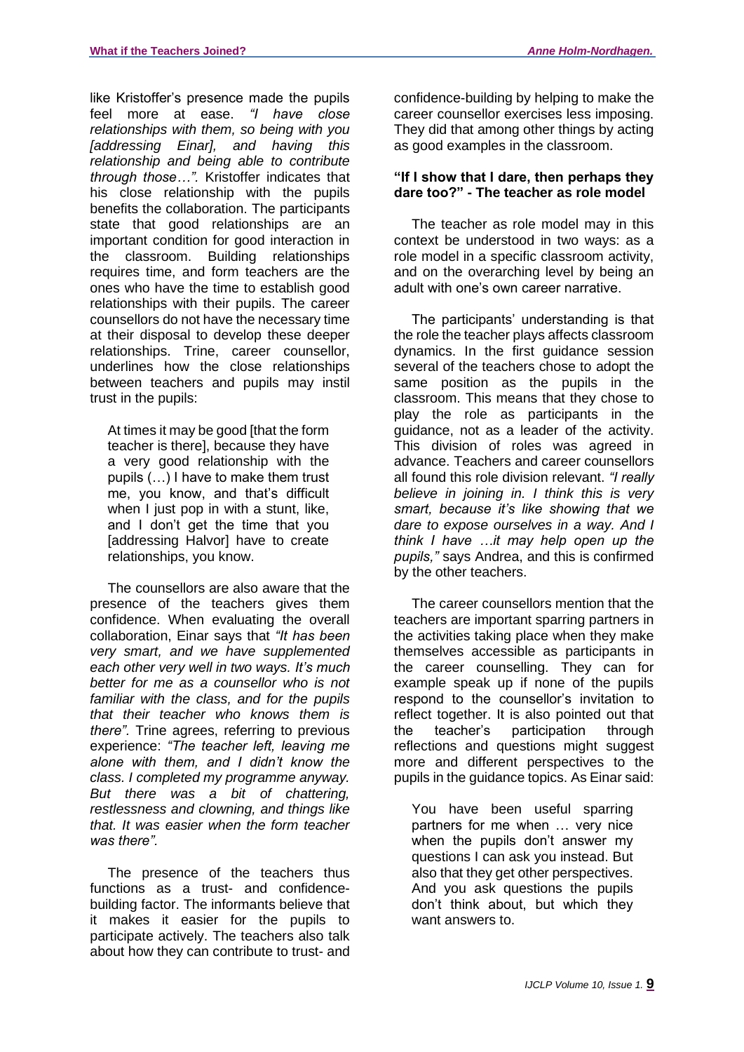like Kristoffer's presence made the pupils feel more at ease. *"I have close relationships with them, so being with you [addressing Einar], and having this relationship and being able to contribute through those…".* Kristoffer indicates that his close relationship with the pupils benefits the collaboration. The participants state that good relationships are an important condition for good interaction in the classroom. Building relationships requires time, and form teachers are the ones who have the time to establish good relationships with their pupils. The career counsellors do not have the necessary time at their disposal to develop these deeper relationships. Trine, career counsellor, underlines how the close relationships between teachers and pupils may instil trust in the pupils:

> At times it may be good [that the form teacher is there], because they have a very good relationship with the pupils (…) I have to make them trust me, you know, and that's difficult when I just pop in with a stunt, like, and I don't get the time that you [addressing Halvor] have to create relationships, you know.

The counsellors are also aware that the presence of the teachers gives them confidence. When evaluating the overall collaboration, Einar says that *"It has been very smart, and we have supplemented each other very well in two ways. It's much better for me as a counsellor who is not familiar with the class, and for the pupils that their teacher who knows them is there".* Trine agrees, referring to previous experience: *"The teacher left, leaving me alone with them, and I didn't know the class. I completed my programme anyway. But there was a bit of chattering, restlessness and clowning, and things like that. It was easier when the form teacher was there".*

The presence of the teachers thus functions as a trust- and confidence-building factor. The informants believe that it makes it easier for the pupils to participate actively. The teachers also talk about how they can contribute to trust- and confidence-building by helping to make the career counsellor exercises less imposing. They did that among other things by acting as good examples in the classroom.

### "If I show that I dare, then perhaps they dare too?" - The teacher as role model

The teacher as role model may in this context be understood in two ways: as a role model in a specific classroom activity, and on the overarching level by being an adult with one's own career narrative.

The participants' understanding is that the role the teacher plays affects classroom dynamics. In the first guidance session several of the teachers chose to adopt the same position as the pupils in the classroom. This means that they chose to play the role as participants in the guidance, not as a leader of the activity. This division of roles was agreed in advance. Teachers and career counsellors all found this role division relevant. *"I really believe in joining in. I think this is very smart, because it's like showing that we dare to expose ourselves in a way. And I think I have …it may help open up the pupils,"* says Andrea, and this is confirmed by the other teachers.

The career counsellors mention that the teachers are important sparring partners in the activities taking place when they make themselves accessible as participants in the career counselling. They can for example speak up if none of the pupils respond to the counsellor's invitation to reflect together. It is also pointed out that the teacher's participation through reflections and questions might suggest more and different perspectives to the pupils in the guidance topics. As Einar said:

> You have been useful sparring partners for me when … very nice when the pupils don't answer my questions I can ask you instead. But also that they get other perspectives. And you ask questions the pupils don't think about, but which they want answers to.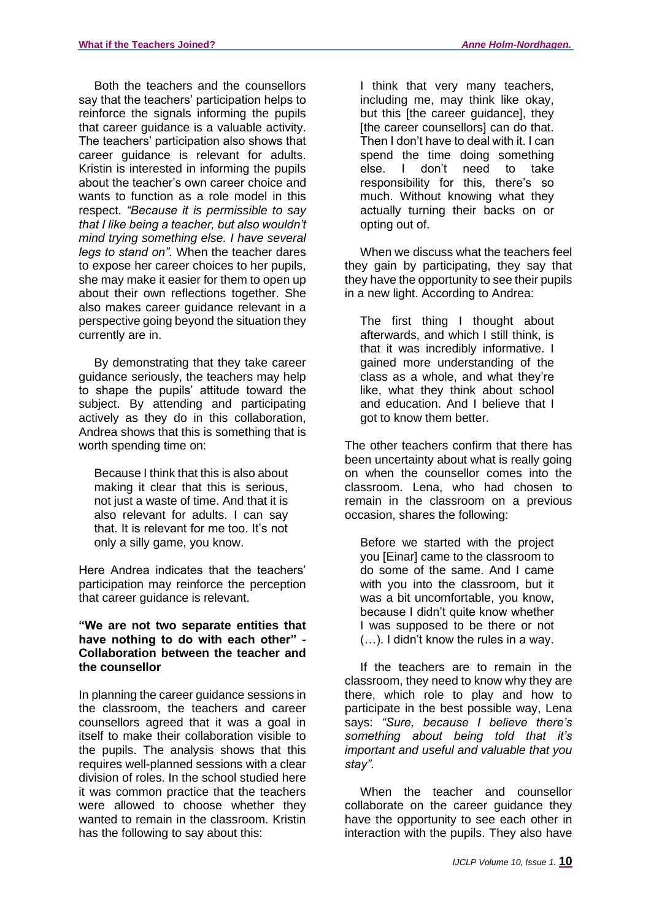Both the teachers and the counsellors say that the teachers' participation helps to reinforce the signals informing the pupils that career guidance is a valuable activity. The teachers' participation also shows that career guidance is relevant for adults. Kristin is interested in informing the pupils about the teacher's own career choice and wants to function as a role model in this respect. *"Because it is permissible to say that I like being a teacher, but also wouldn't mind trying something else. I have several legs to stand on"*. When the teacher dares to expose her career choices to her pupils, she may make it easier for them to open up about their own reflections together. She also makes career guidance relevant in a perspective going beyond the situation they currently are in.

By demonstrating that they take career guidance seriously, the teachers may help to shape the pupils' attitude toward the subject. By attending and participating actively as they do in this collaboration, Andrea shows that this is something that is worth spending time on:

> Because I think that this is also about making it clear that this is serious, not just a waste of time. And that it is also relevant for adults. I can say that. It is relevant for me too. It's not only a silly game, you know.

Here Andrea indicates that the teachers' participation may reinforce the perception that career guidance is relevant.

### "We are not two separate entities that have nothing to do with each other" - Collaboration between the teacher and the counsellor

In planning the career guidance sessions in the classroom, the teachers and career counsellors agreed that it was a goal in itself to make their collaboration visible to the pupils. The analysis shows that this requires well-planned sessions with a clear division of roles. In the school studied here it was common practice that the teachers were allowed to choose whether they wanted to remain in the classroom. Kristin has the following to say about this:

> I think that very many teachers, including me, may think like okay, but this [the career guidance], they [the career counsellors] can do that. Then I don't have to deal with it. I can spend the time doing something else. I don't need to take responsibility for this, there's so much. Without knowing what they actually turning their backs on or opting out of.

When we discuss what the teachers feel they gain by participating, they say that they have the opportunity to see their pupils in a new light. According to Andrea:

> The first thing I thought about afterwards, and which I still think, is that it was incredibly informative. I gained more understanding of the class as a whole, and what they're like, what they think about school and education. And I believe that I got to know them better.

The other teachers confirm that there has been uncertainty about what is really going on when the counsellor comes into the classroom. Lena, who had chosen to remain in the classroom on a previous occasion, shares the following:

> Before we started with the project you [Einar] came to the classroom to do some of the same. And I came with you into the classroom, but it was a bit uncomfortable, you know, because I didn't quite know whether I was supposed to be there or not (…). I didn't know the rules in a way.

If the teachers are to remain in the classroom, they need to know why they are there, which role to play and how to participate in the best possible way, Lena says: *"Sure, because I believe there's something about being told that it's important and useful and valuable that you stay"*.

When the teacher and counsellor collaborate on the career guidance they have the opportunity to see each other in interaction with the pupils. They also have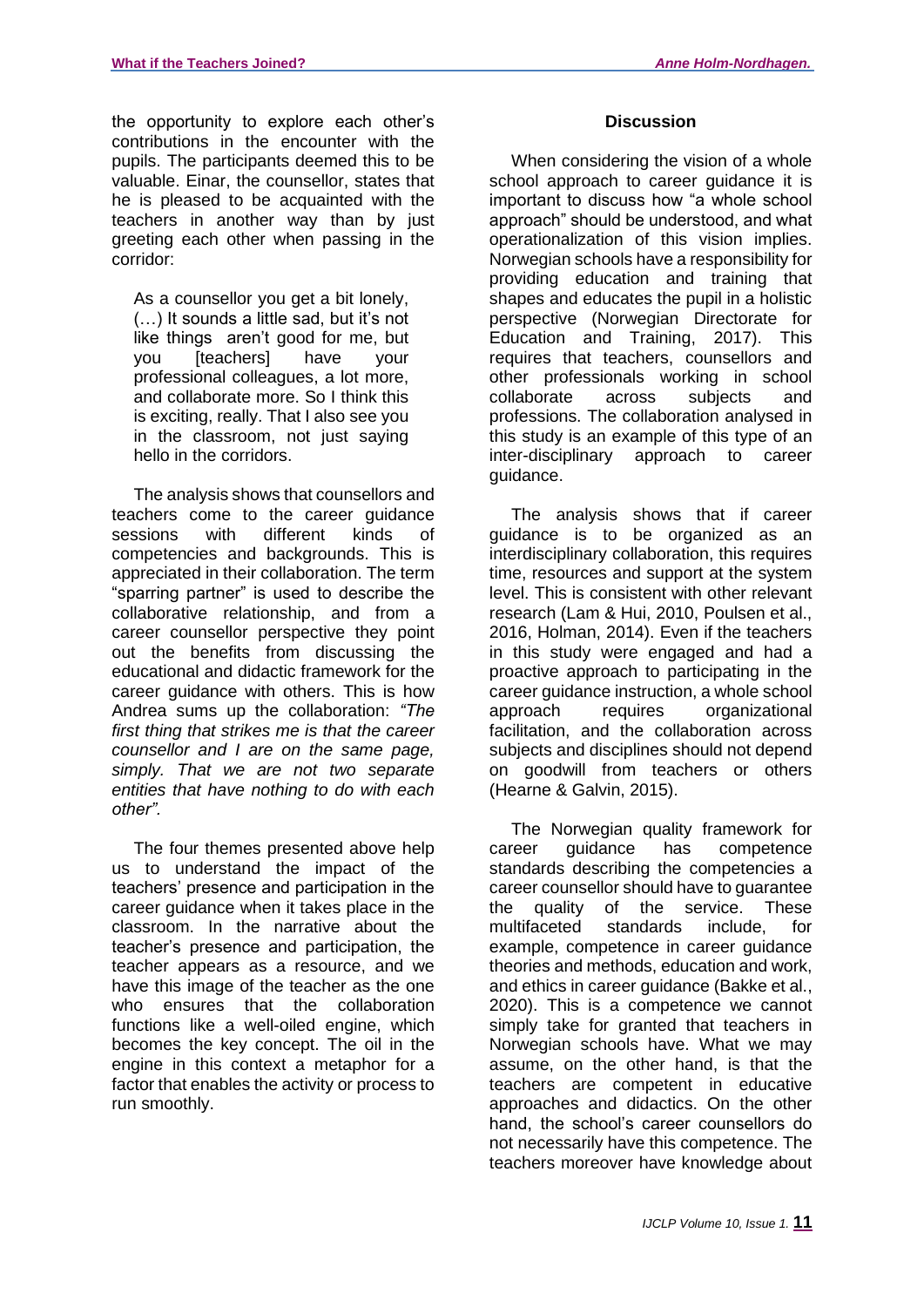the opportunity to explore each other's contributions in the encounter with the pupils. The participants deemed this to be valuable. Einar, the counsellor, states that he is pleased to be acquainted with the teachers in another way than by just greeting each other when passing in the corridor:

> As a counsellor you get a bit lonely, (…) It sounds a little sad, but it's not like things aren't good for me, but you [teachers] have your professional colleagues, a lot more, and collaborate more. So I think this is exciting, really. That I also see you in the classroom, not just saying hello in the corridors.

The analysis shows that counsellors and teachers come to the career guidance sessions with different kinds of competencies and backgrounds. This is appreciated in their collaboration. The term "sparring partner" is used to describe the collaborative relationship, and from a career counsellor perspective they point out the benefits from discussing the educational and didactic framework for the career guidance with others. This is how Andrea sums up the collaboration: *"The first thing that strikes me is that the career counsellor and I are on the same page, simply. That we are not two separate entities that have nothing to do with each other".*

The four themes presented above help us to understand the impact of the teachers' presence and participation in the career guidance when it takes place in the classroom. In the narrative about the teacher's presence and participation, the teacher appears as a resource, and we have this image of the teacher as the one who ensures that the collaboration functions like a well-oiled engine, which becomes the key concept. The oil in the engine in this context a metaphor for a factor that enables the activity or process to run smoothly.

## Discussion

When considering the vision of a whole school approach to career guidance it is important to discuss how "a whole school approach" should be understood, and what operationalization of this vision implies. Norwegian schools have a responsibility for providing education and training that shapes and educates the pupil in a holistic perspective (Norwegian Directorate for Education and Training, 2017). This requires that teachers, counsellors and other professionals working in school collaborate across subjects and professions. The collaboration analysed in this study is an example of this type of an inter-disciplinary approach to career guidance.

The analysis shows that if career guidance is to be organized as an interdisciplinary collaboration, this requires time, resources and support at the system level. This is consistent with other relevant research (Lam & Hui, 2010, Poulsen et al., 2016, Holman, 2014). Even if the teachers in this study were engaged and had a proactive approach to participating in the career guidance instruction, a whole school approach requires organizational facilitation, and the collaboration across subjects and disciplines should not depend on goodwill from teachers or others (Hearne & Galvin, 2015).

The Norwegian quality framework for career guidance has competence standards describing the competencies a career counsellor should have to guarantee the quality of the service. These multifaceted standards include, for example, competence in career guidance theories and methods, education and work, and ethics in career guidance (Bakke et al., 2020). This is a competence we cannot simply take for granted that teachers in Norwegian schools have. What we may assume, on the other hand, is that the teachers are competent in educative approaches and didactics. On the other hand, the school's career counsellors do not necessarily have this competence. The teachers moreover have knowledge about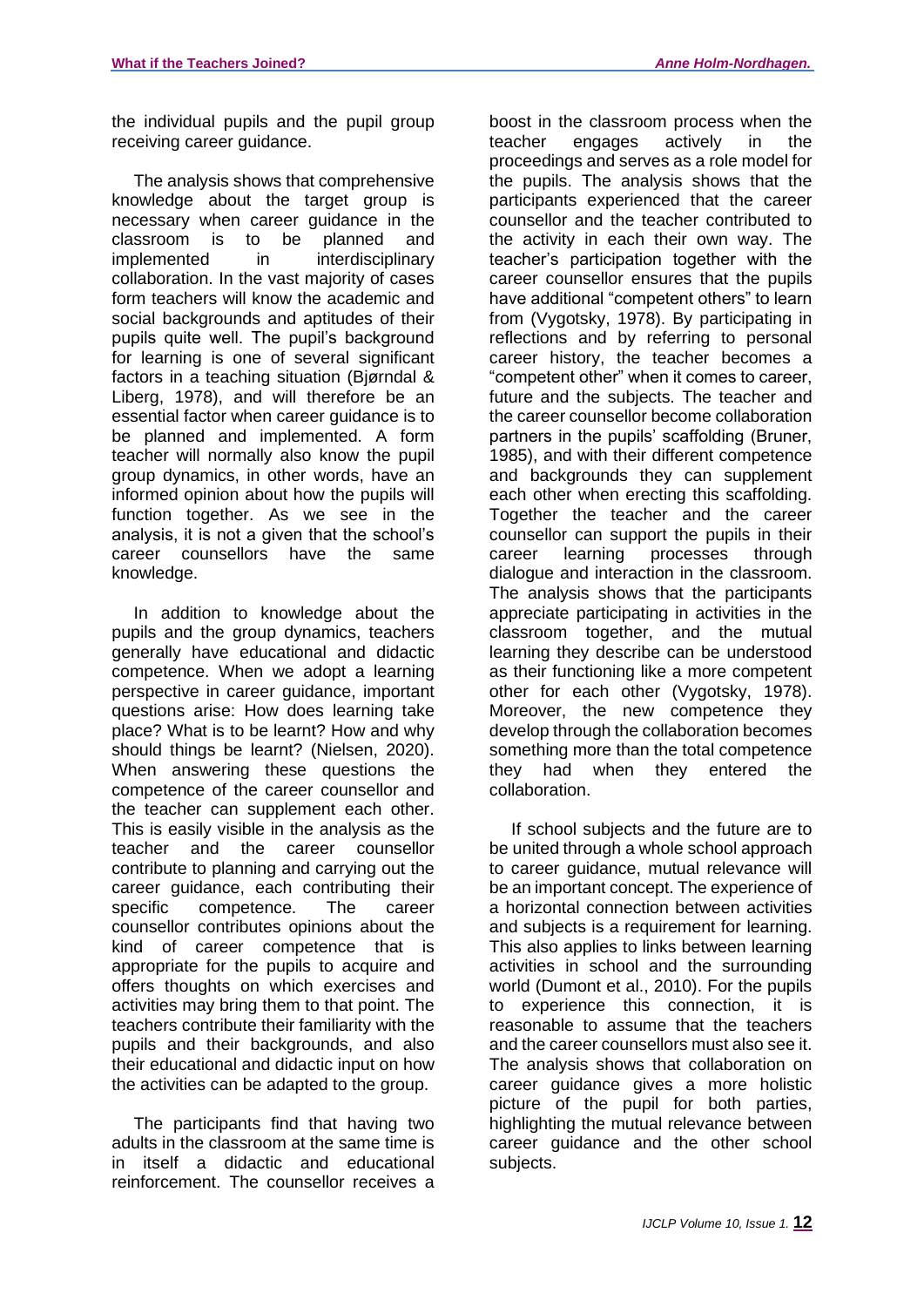the individual pupils and the pupil group receiving career guidance.

The analysis shows that comprehensive knowledge about the target group is necessary when career guidance in the classroom is to be planned and implemented in interdisciplinary collaboration. In the vast majority of cases form teachers will know the academic and social backgrounds and aptitudes of their pupils quite well. The pupil's background for learning is one of several significant factors in a teaching situation (Bjørndal & Liberg, 1978), and will therefore be an essential factor when career guidance is to be planned and implemented. A form teacher will normally also know the pupil group dynamics, in other words, have an informed opinion about how the pupils will function together. As we see in the analysis, it is not a given that the school's career counsellors have the same knowledge.

In addition to knowledge about the pupils and the group dynamics, teachers generally have educational and didactic competence. When we adopt a learning perspective in career guidance, important questions arise: How does learning take place? What is to be learnt? How and why should things be learnt? (Nielsen, 2020). When answering these questions the competence of the career counsellor and the teacher can supplement each other. This is easily visible in the analysis as the teacher and the career counsellor contribute to planning and carrying out the career guidance, each contributing their specific competence. The career counsellor contributes opinions about the kind of career competence that is appropriate for the pupils to acquire and offers thoughts on which exercises and activities may bring them to that point. The teachers contribute their familiarity with the pupils and their backgrounds, and also their educational and didactic input on how the activities can be adapted to the group.

The participants find that having two adults in the classroom at the same time is in itself a didactic and educational reinforcement. The counsellor receives a boost in the classroom process when the teacher engages actively in the proceedings and serves as a role model for the pupils. The analysis shows that the participants experienced that the career counsellor and the teacher contributed to the activity in each their own way. The teacher's participation together with the career counsellor ensures that the pupils have additional "competent others" to learn from (Vygotsky, 1978). By participating in reflections and by referring to personal career history, the teacher becomes a "competent other" when it comes to career, future and the subjects. The teacher and the career counsellor become collaboration partners in the pupils' scaffolding (Bruner, 1985), and with their different competence and backgrounds they can supplement each other when erecting this scaffolding. Together the teacher and the career counsellor can support the pupils in their career learning processes through dialogue and interaction in the classroom. The analysis shows that the participants appreciate participating in activities in the classroom together, and the mutual learning they describe can be understood as their functioning like a more competent other for each other (Vygotsky, 1978). Moreover, the new competence they develop through the collaboration becomes something more than the total competence they had when they entered the collaboration.

If school subjects and the future are to be united through a whole school approach to career guidance, mutual relevance will be an important concept. The experience of a horizontal connection between activities and subjects is a requirement for learning. This also applies to links between learning activities in school and the surrounding world (Dumont et al., 2010). For the pupils to experience this connection, it is reasonable to assume that the teachers and the career counsellors must also see it. The analysis shows that collaboration on career guidance gives a more holistic picture of the pupil for both parties, highlighting the mutual relevance between career guidance and the other school subjects.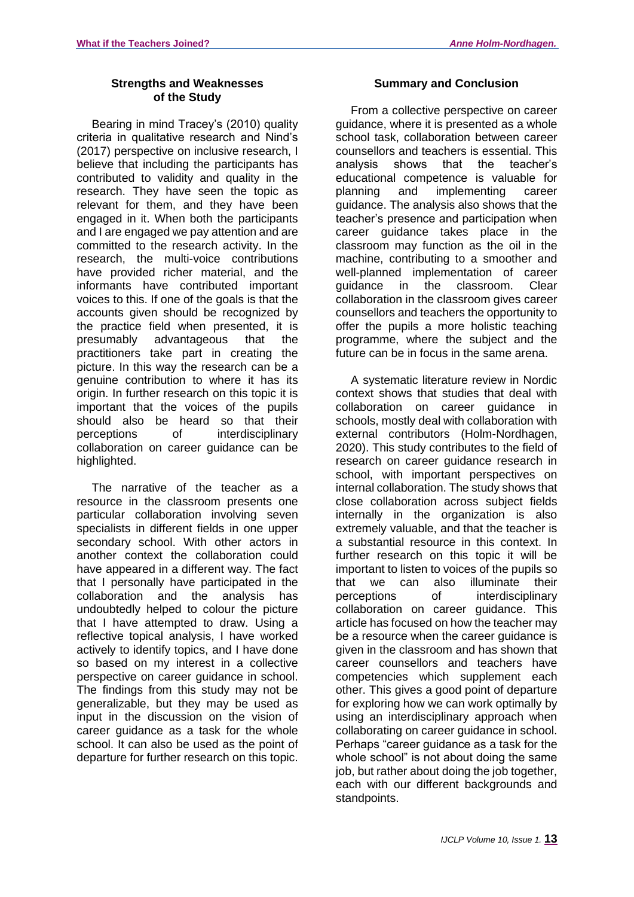## Strengths and Weaknesses of the Study

Bearing in mind Tracey's (2010) quality criteria in qualitative research and Nind's (2017) perspective on inclusive research, I believe that including the participants has contributed to validity and quality in the research. They have seen the topic as relevant for them, and they have been engaged in it. When both the participants and I are engaged we pay attention and are committed to the research activity. In the research, the multi-voice contributions have provided richer material, and the informants have contributed important voices to this. If one of the goals is that the accounts given should be recognized by the practice field when presented, it is presumably advantageous that the practitioners take part in creating the picture. In this way the research can be a genuine contribution to where it has its origin. In further research on this topic it is important that the voices of the pupils should also be heard so that their perceptions of interdisciplinary collaboration on career guidance can be highlighted.

The narrative of the teacher as a resource in the classroom presents one particular collaboration involving seven specialists in different fields in one upper secondary school. With other actors in another context the collaboration could have appeared in a different way. The fact that I personally have participated in the collaboration and the analysis has undoubtedly helped to colour the picture that I have attempted to draw. Using a reflective topical analysis, I have worked actively to identify topics, and I have done so based on my interest in a collective perspective on career guidance in school. The findings from this study may not be generalizable, but they may be used as input in the discussion on the vision of career guidance as a task for the whole school. It can also be used as the point of departure for further research on this topic.

## Summary and Conclusion

From a collective perspective on career guidance, where it is presented as a whole school task, collaboration between career counsellors and teachers is essential. This analysis shows that the teacher's educational competence is valuable for planning and implementing career guidance. The analysis also shows that the teacher's presence and participation when career guidance takes place in the classroom may function as the oil in the machine, contributing to a smoother and well-planned implementation of career guidance in the classroom. Clear collaboration in the classroom gives career counsellors and teachers the opportunity to offer the pupils a more holistic teaching programme, where the subject and the future can be in focus in the same arena.

A systematic literature review in Nordic context shows that studies that deal with collaboration on career guidance in schools, mostly deal with collaboration with external contributors (Holm-Nordhagen, 2020). This study contributes to the field of research on career guidance research in school, with important perspectives on internal collaboration. The study shows that close collaboration across subject fields internally in the organization is also extremely valuable, and that the teacher is a substantial resource in this context. In further research on this topic it will be important to listen to voices of the pupils so that we can also illuminate their perceptions of interdisciplinary collaboration on career guidance. This article has focused on how the teacher may be a resource when the career guidance is given in the classroom and has shown that career counsellors and teachers have competencies which supplement each other. This gives a good point of departure for exploring how we can work optimally by using an interdisciplinary approach when collaborating on career guidance in school. Perhaps "career guidance as a task for the whole school" is not about doing the same job, but rather about doing the job together, each with our different backgrounds and standpoints.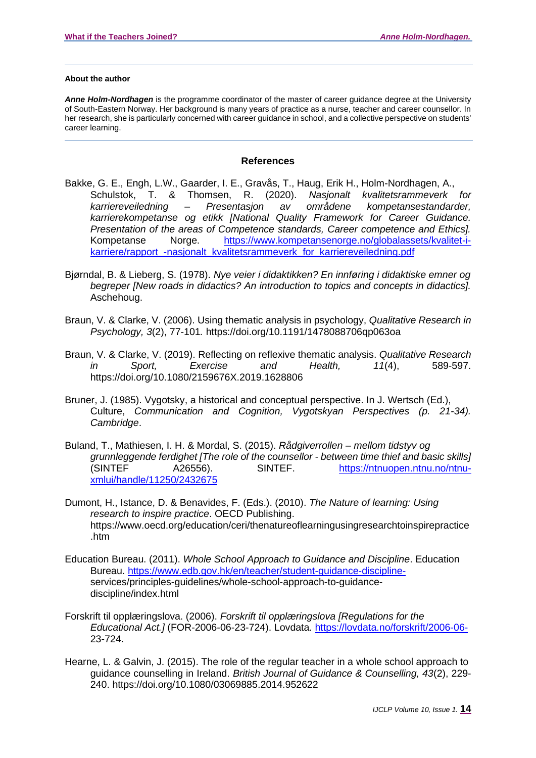**About the author**

***Anne Holm-Nordhagen*** is the programme coordinator of the master of career guidance degree at the University of South-Eastern Norway. Her background is many years of practice as a nurse, teacher and career counsellor. In her research, she is particularly concerned with career guidance in school, and a collective perspective on students' career learning.

## References

Bakke, G. E., Engh, L.W., Gaarder, I. E., Gravås, T., Haug, Erik H., Holm-Nordhagen, A., Schulstok, T. & Thomsen, R. (2020). *Nasjonalt kvalitetsrammeverk for karriereveiledning – Presentasjon av områdene kompetansestandarder, karrierekompetanse og etikk [National Quality Framework for Career Guidance. Presentation of the areas of Competence standards, Career competence and Ethics].* Kompetanse Norge. https://www.kompetansenorge.no/globalassets/kvalitet-i-karriere/rapport_-nasjonalt_kvalitetsrammeverk_for_karriereveiledning.pdf

Bjørndal, B. & Lieberg, S. (1978). *Nye veier i didaktikken? En innføring i didaktiske emner og begreper [New roads in didactics? An introduction to topics and concepts in didactics].* Aschehoug.

Braun, V. & Clarke, V. (2006). Using thematic analysis in psychology, *Qualitative Research in Psychology, 3*(2), 77-101*.* https://doi.org/10.1191/1478088706qp063oa

Braun, V. & Clarke, V. (2019). Reflecting on reflexive thematic analysis. *Qualitative Research in Sport, Exercise and Health, 11*(4), 589-597. https://doi.org/10.1080/2159676X.2019.1628806

Bruner, J. (1985). Vygotsky, a historical and conceptual perspective. In J. Wertsch (Ed.), Culture, *Communication and Cognition, Vygotskyan Perspectives (p. 21-34). Cambridge*.

Buland, T., Mathiesen, I. H. & Mordal, S. (2015). *Rådgiverrollen – mellom tidstyv og grunnleggende ferdighet [The role of the counsellor - between time thief and basic skills]* (SINTEF A26556). SINTEF. https://ntnuopen.ntnu.no/ntnu-xmlui/handle/11250/2432675

Dumont, H., Istance, D. & Benavides, F. (Eds.). (2010). *The Nature of learning: Using research to inspire practice*. OECD Publishing. https://www.oecd.org/education/ceri/thenatureoflearningusingresearchtoinspirepractice.htm

Education Bureau. (2011). *Whole School Approach to Guidance and Discipline*. Education Bureau. https://www.edb.gov.hk/en/teacher/student-guidance-discipline-services/principles-guidelines/whole-school-approach-to-guidance-discipline/index.html

Forskrift til opplæringslova. (2006). *Forskrift til opplæringslova [Regulations for the Educational Act.]* (FOR-2006-06-23-724). Lovdata. https://lovdata.no/forskrift/2006-06-23-724.

Hearne, L. & Galvin, J. (2015). The role of the regular teacher in a whole school approach to guidance counselling in Ireland. *British Journal of Guidance & Counselling, 43*(2), 229-240. https://doi.org/10.1080/03069885.2014.952622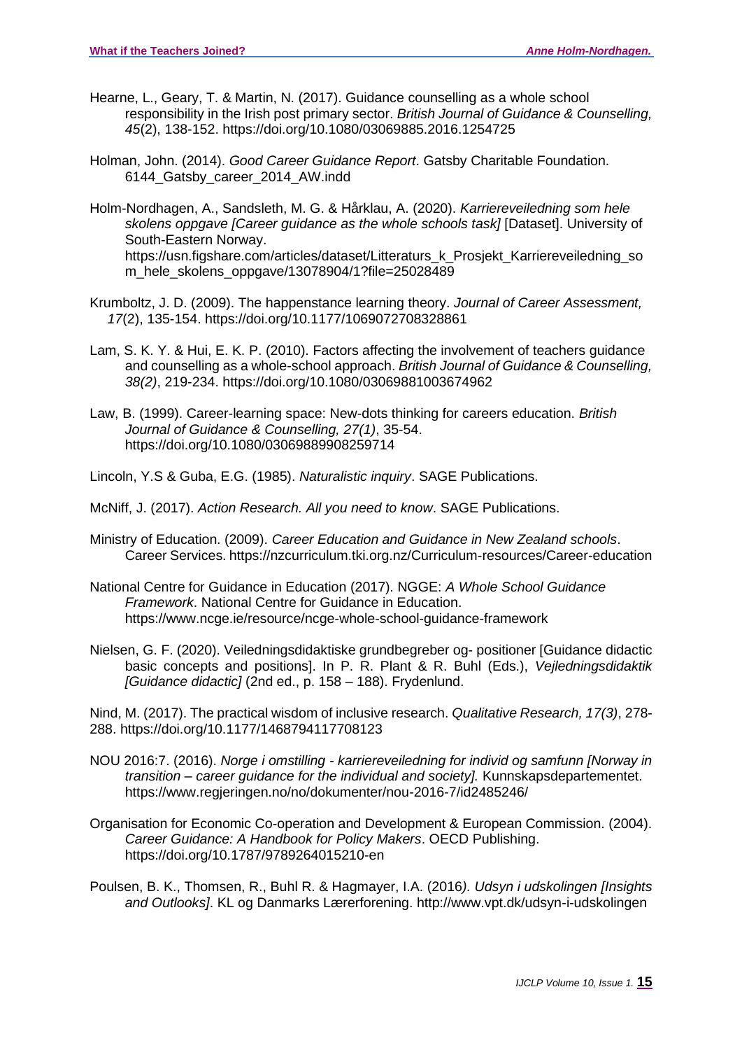Hearne, L., Geary, T. & Martin, N. (2017). Guidance counselling as a whole school responsibility in the Irish post primary sector. *British Journal of Guidance & Counselling, 45*(2), 138-152. https://doi.org/10.1080/03069885.2016.1254725

Holman, John. (2014). *Good Career Guidance Report*. Gatsby Charitable Foundation. 6144_Gatsby_career_2014_AW.indd

Holm-Nordhagen, A., Sandsleth, M. G. & Hårklau, A. (2020). *Karriereveiledning som hele skolens oppgave [Career guidance as the whole schools task]* [Dataset]. University of South-Eastern Norway. https://usn.figshare.com/articles/dataset/Litteraturs_k_Prosjekt_Karriereveiledning_som_hele_skolens_oppgave/13078904/1?file=25028489

Krumboltz, J. D. (2009). The happenstance learning theory. *Journal of Career Assessment, 17*(2), 135-154. https://doi.org/10.1177/1069072708328861

Lam, S. K. Y. & Hui, E. K. P. (2010). Factors affecting the involvement of teachers guidance and counselling as a whole-school approach. *British Journal of Guidance & Counselling, 38(2)*, 219-234. https://doi.org/10.1080/03069881003674962

Law, B. (1999). Career-learning space: New-dots thinking for careers education. *British Journal of Guidance & Counselling, 27(1)*, 35-54. https://doi.org/10.1080/03069889908259714

Lincoln, Y.S & Guba, E.G. (1985). *Naturalistic inquiry*. SAGE Publications.

McNiff, J. (2017). *Action Research. All you need to know*. SAGE Publications.

Ministry of Education. (2009). *Career Education and Guidance in New Zealand schools*. Career Services. https://nzcurriculum.tki.org.nz/Curriculum-resources/Career-education

National Centre for Guidance in Education (2017). NGGE: *A Whole School Guidance Framework*. National Centre for Guidance in Education. https://www.ncge.ie/resource/ncge-whole-school-guidance-framework

Nielsen, G. F. (2020). Veiledningsdidaktiske grundbegreber og- positioner [Guidance didactic basic concepts and positions]. In P. R. Plant & R. Buhl (Eds.), *Vejledningsdidaktik [Guidance didactic]* (2nd ed., p. 158 – 188). Frydenlund.

Nind, M. (2017). The practical wisdom of inclusive research. *Qualitative Research, 17(3)*, 278-288. https://doi.org/10.1177/1468794117708123

NOU 2016:7. (2016). *Norge i omstilling - karriereveiledning for individ og samfunn [Norway in transition – career guidance for the individual and society].* Kunnskapsdepartementet. https://www.regjeringen.no/no/dokumenter/nou-2016-7/id2485246/

Organisation for Economic Co-operation and Development & European Commission. (2004). *Career Guidance: A Handbook for Policy Makers*. OECD Publishing. https://doi.org/10.1787/9789264015210-en

Poulsen, B. K., Thomsen, R., Buhl R. & Hagmayer, I.A. (2016*). Udsyn i udskolingen [Insights and Outlooks]*. KL og Danmarks Lærerforening. http://www.vpt.dk/udsyn-i-udskolingen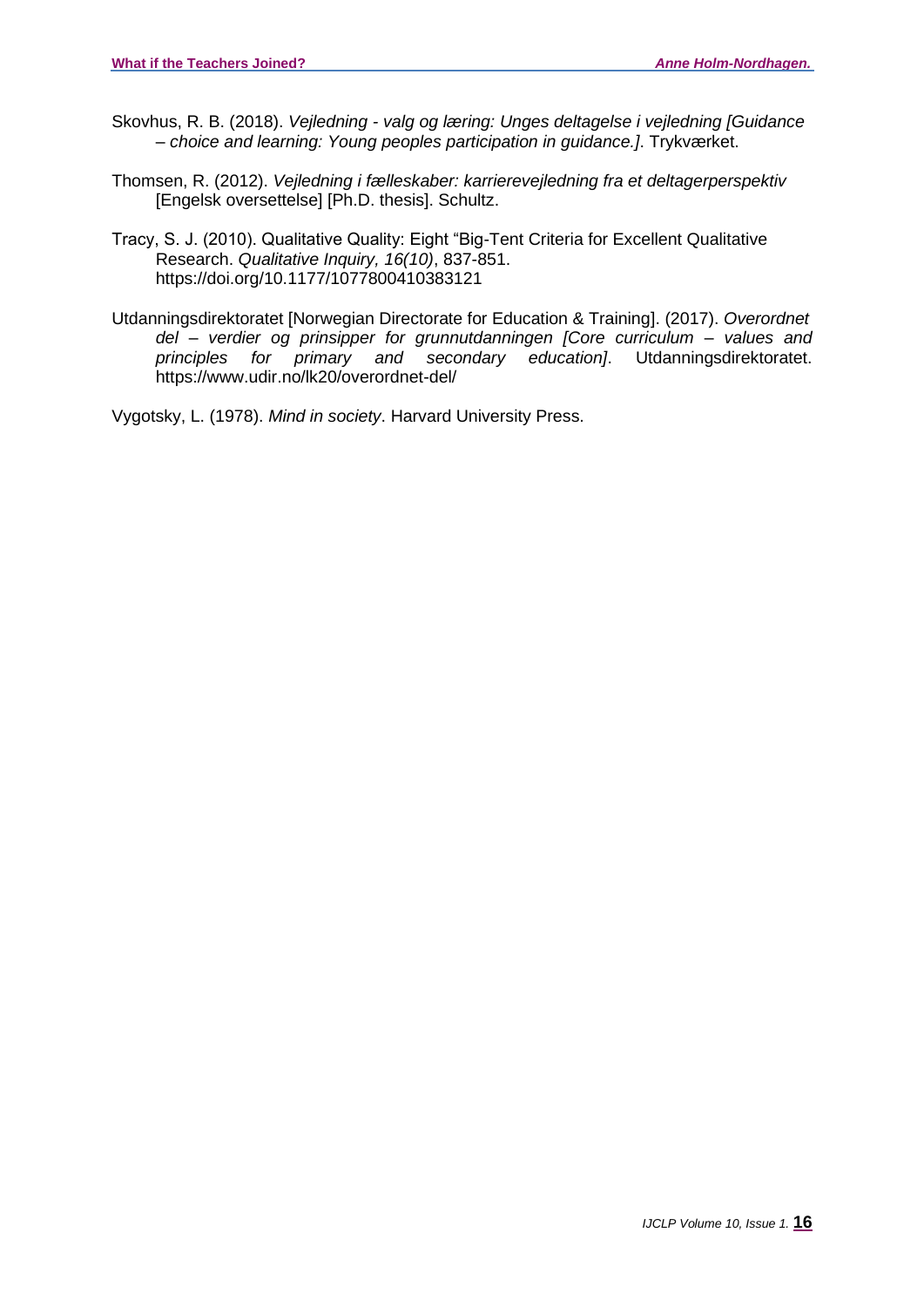Skovhus, R. B. (2018). *Vejledning - valg og læring: Unges deltagelse i vejledning [Guidance – choice and learning: Young peoples participation in guidance.]*. Trykværket.

Thomsen, R. (2012). *Vejledning i fælleskaber: karrierevejledning fra et deltagerperspektiv* [Engelsk oversettelse] [Ph.D. thesis]. Schultz.

Tracy, S. J. (2010). Qualitative Quality: Eight "Big-Tent Criteria for Excellent Qualitative Research. *Qualitative Inquiry, 16(10)*, 837-851. https://doi.org/10.1177/1077800410383121

Utdanningsdirektoratet [Norwegian Directorate for Education & Training]. (2017). *Overordnet del – verdier og prinsipper for grunnutdanningen [Core curriculum – values and principles for primary and secondary education]*. Utdanningsdirektoratet. https://www.udir.no/lk20/overordnet-del/

Vygotsky, L. (1978). *Mind in society*. Harvard University Press.